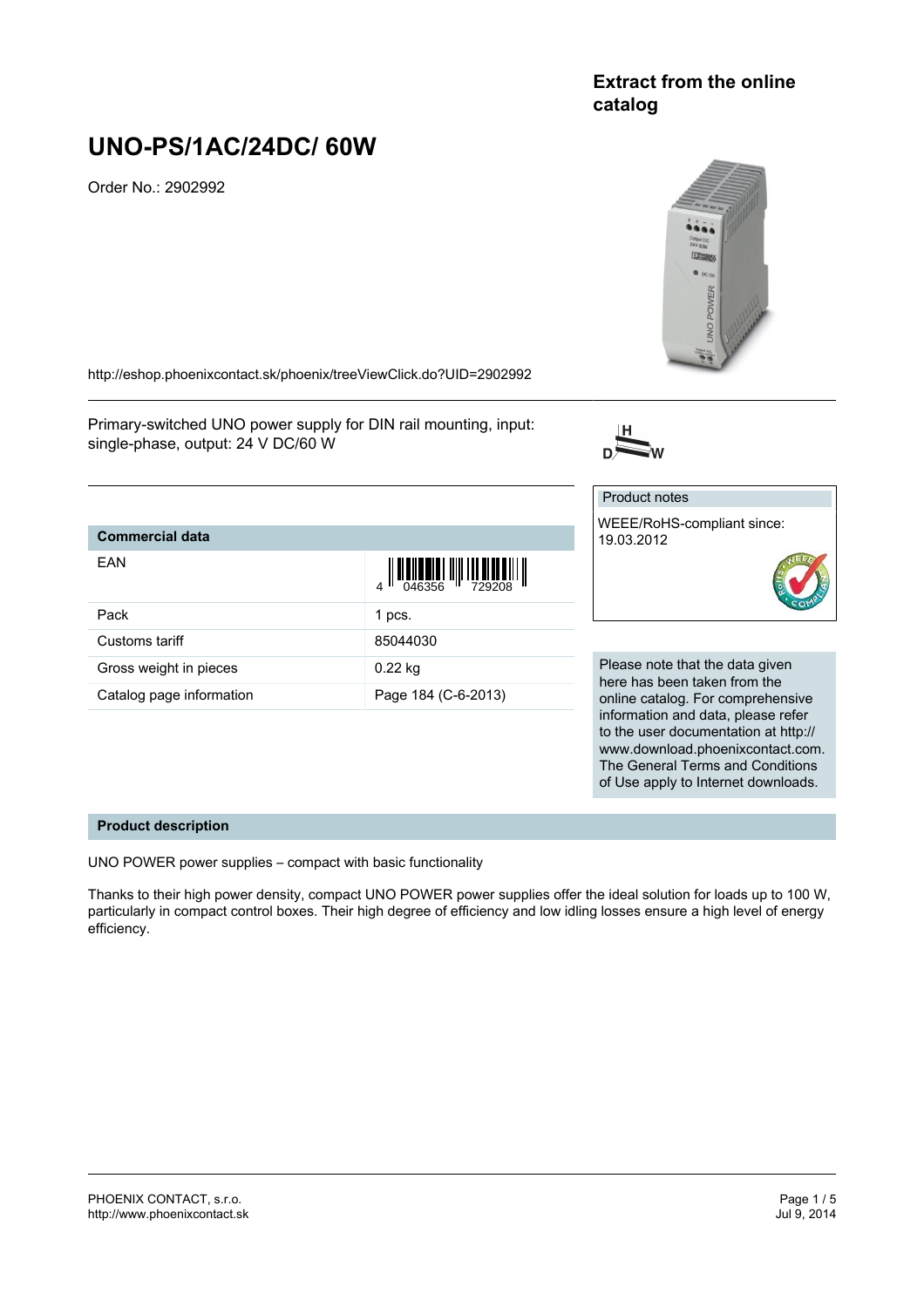Extract from the online catalog

# UNO-PS/1AC/24DC/ 60W

Order No.: 2902992

http://eshop.phoenixcontact.sk/phoenix/treeViewClick.do?UID=2902992

Primary-switched UNO power supply for DIN rail mounting, input: single-phase, output: 24 V DC/60 W

| Commercial data | |
|---|---|
| EAN | 4 046356 729208 |
| Pack | 1 pcs. |
| Customs tariff | 85044030 |
| Gross weight in pieces | 0.22 kg |
| Catalog page information | Page 184 (C-6-2013) |

Product notes

WEEE/RoHS-compliant since: 19.03.2012

Please note that the data given here has been taken from the online catalog. For comprehensive information and data, please refer to the user documentation at http://www.download.phoenixcontact.com. The General Terms and Conditions of Use apply to Internet downloads.

## Product description

UNO POWER power supplies – compact with basic functionality

Thanks to their high power density, compact UNO POWER power supplies offer the ideal solution for loads up to 100 W, particularly in compact control boxes. Their high degree of efficiency and low idling losses ensure a high level of energy efficiency.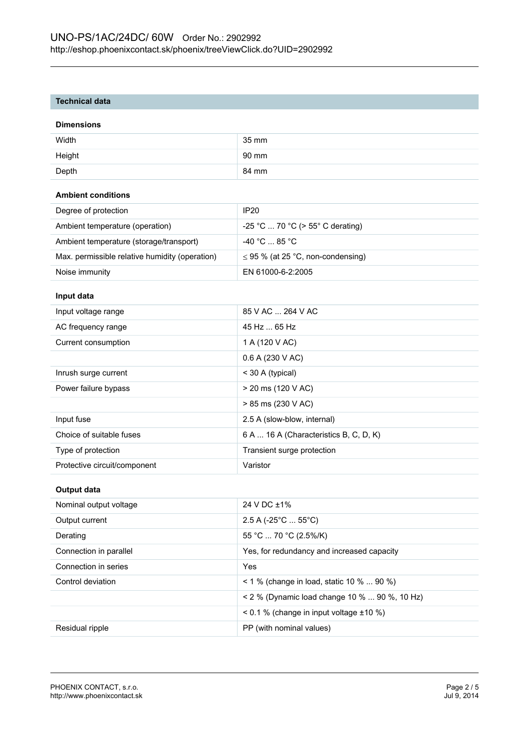## Technical data

### Dimensions

| | |
|---|---|
| Width | 35 mm |
| Height | 90 mm |
| Depth | 84 mm |

### Ambient conditions

| | |
|---|---|
| Degree of protection | IP20 |
| Ambient temperature (operation) | -25 °C ... 70 °C (> 55° C derating) |
| Ambient temperature (storage/transport) | -40 °C ... 85 °C |
| Max. permissible relative humidity (operation) | ≤ 95 % (at 25 °C, non-condensing) |
| Noise immunity | EN 61000-6-2:2005 |

### Input data

| | |
|---|---|
| Input voltage range | 85 V AC ... 264 V AC |
| AC frequency range | 45 Hz ... 65 Hz |
| Current consumption | 1 A (120 V AC) |
| | 0.6 A (230 V AC) |
| Inrush surge current | < 30 A (typical) |
| Power failure bypass | > 20 ms (120 V AC) |
| | > 85 ms (230 V AC) |
| Input fuse | 2.5 A (slow-blow, internal) |
| Choice of suitable fuses | 6 A ... 16 A (Characteristics B, C, D, K) |
| Type of protection | Transient surge protection |
| Protective circuit/component | Varistor |

### Output data

| | |
|---|---|
| Nominal output voltage | 24 V DC ±1% |
| Output current | 2.5 A (-25°C ... 55°C) |
| Derating | 55 °C ... 70 °C (2.5%/K) |
| Connection in parallel | Yes, for redundancy and increased capacity |
| Connection in series | Yes |
| Control deviation | < 1 % (change in load, static 10 % ... 90 %) |
| | < 2 % (Dynamic load change 10 % ... 90 %, 10 Hz) |
| | < 0.1 % (change in input voltage ±10 %) |
| Residual ripple | PP (with nominal values) |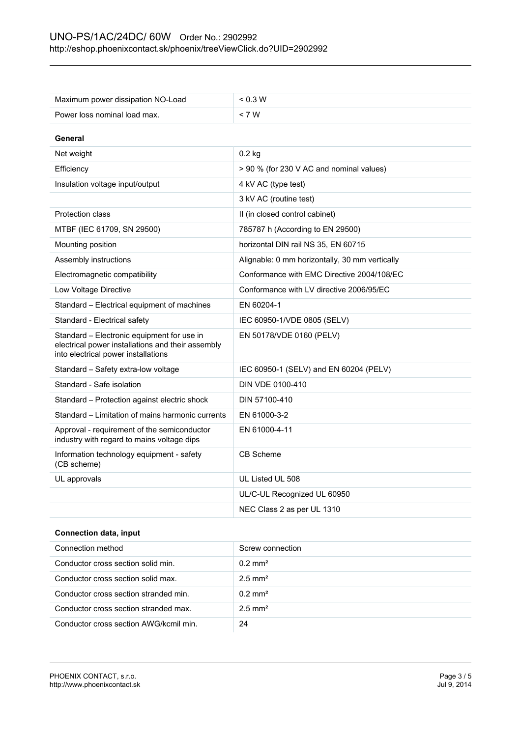| | |
|---|---|
| Maximum power dissipation NO-Load | < 0.3 W |
| Power loss nominal load max. | < 7 W |

**General**

| | |
|---|---|
| Net weight | 0.2 kg |
| Efficiency | > 90 % (for 230 V AC and nominal values) |
| Insulation voltage input/output | 4 kV AC (type test) |
| | 3 kV AC (routine test) |
| Protection class | II (in closed control cabinet) |
| MTBF (IEC 61709, SN 29500) | 785787 h (According to EN 29500) |
| Mounting position | horizontal DIN rail NS 35, EN 60715 |
| Assembly instructions | Alignable: 0 mm horizontally, 30 mm vertically |
| Electromagnetic compatibility | Conformance with EMC Directive 2004/108/EC |
| Low Voltage Directive | Conformance with LV directive 2006/95/EC |
| Standard – Electrical equipment of machines | EN 60204-1 |
| Standard - Electrical safety | IEC 60950-1/VDE 0805 (SELV) |
| Standard – Electronic equipment for use in electrical power installations and their assembly into electrical power installations | EN 50178/VDE 0160 (PELV) |
| Standard – Safety extra-low voltage | IEC 60950-1 (SELV) and EN 60204 (PELV) |
| Standard - Safe isolation | DIN VDE 0100-410 |
| Standard – Protection against electric shock | DIN 57100-410 |
| Standard – Limitation of mains harmonic currents | EN 61000-3-2 |
| Approval - requirement of the semiconductor industry with regard to mains voltage dips | EN 61000-4-11 |
| Information technology equipment - safety (CB scheme) | CB Scheme |
| UL approvals | UL Listed UL 508 |
| | UL/C-UL Recognized UL 60950 |
| | NEC Class 2 as per UL 1310 |

**Connection data, input**

| | |
|---|---|
| Connection method | Screw connection |
| Conductor cross section solid min. | 0.2 mm² |
| Conductor cross section solid max. | 2.5 mm² |
| Conductor cross section stranded min. | 0.2 mm² |
| Conductor cross section stranded max. | 2.5 mm² |
| Conductor cross section AWG/kcmil min. | 24 |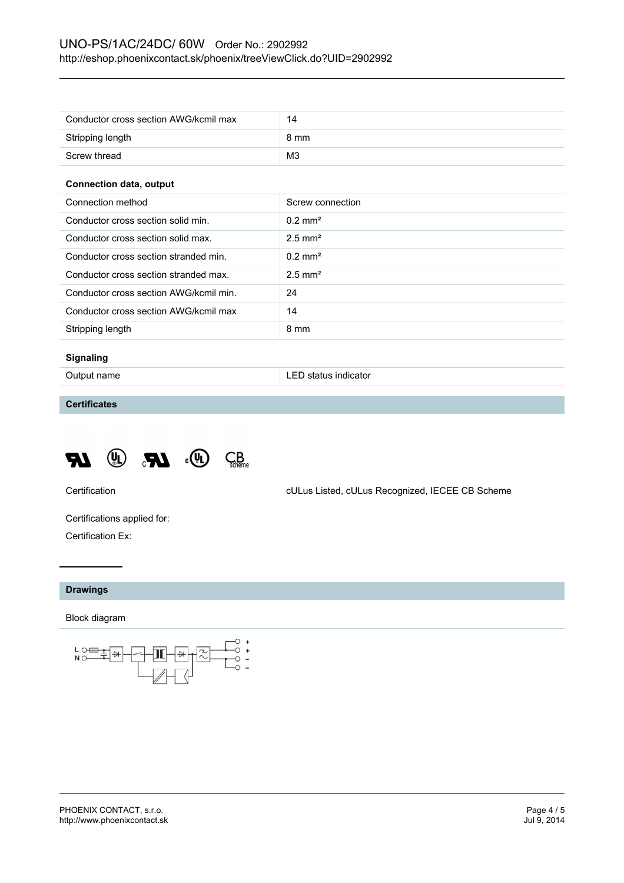| | |
|---|---|
| Conductor cross section AWG/kcmil max | 14 |
| Stripping length | 8 mm |
| Screw thread | M3 |

**Connection data, output**

| | |
|---|---|
| Connection method | Screw connection |
| Conductor cross section solid min. | 0.2 mm² |
| Conductor cross section solid max. | 2.5 mm² |
| Conductor cross section stranded min. | 0.2 mm² |
| Conductor cross section stranded max. | 2.5 mm² |
| Conductor cross section AWG/kcmil min. | 24 |
| Conductor cross section AWG/kcmil max | 14 |
| Stripping length | 8 mm |

**Signaling**

| | |
|---|---|
| Output name | LED status indicator |

## Certificates

Certification — cULus Listed, cULus Recognized, IECEE CB Scheme

Certifications applied for:

Certification Ex:

## Drawings

Block diagram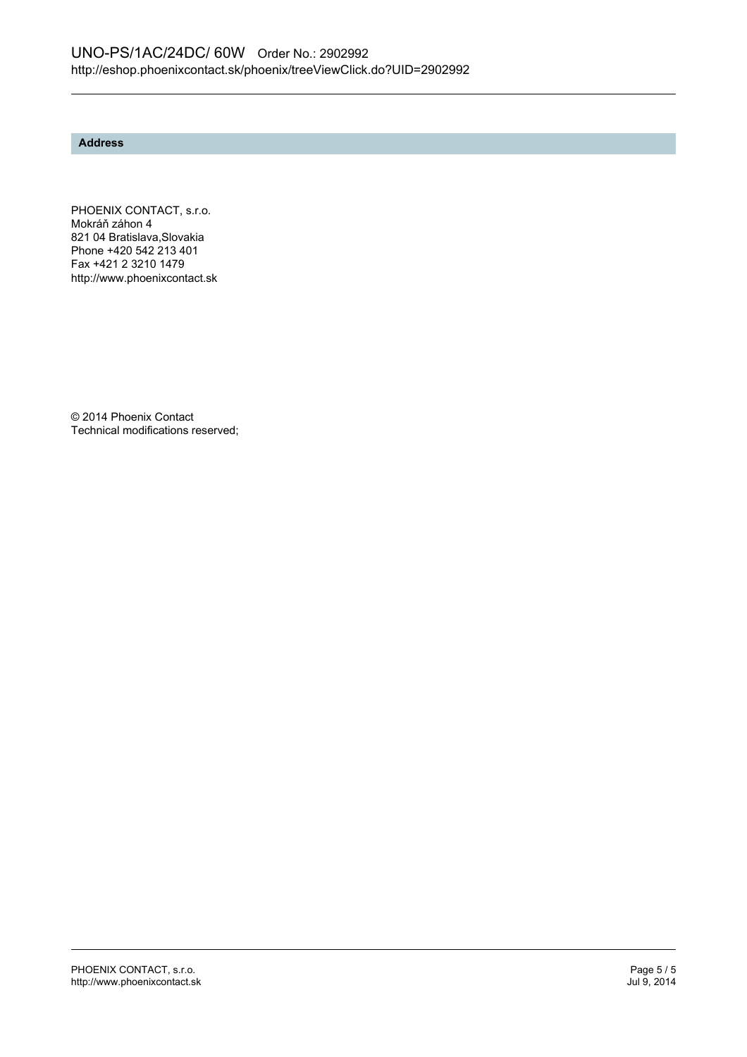## Address

PHOENIX CONTACT, s.r.o.
Mokráň záhon 4
821 04 Bratislava,Slovakia
Phone +420 542 213 401
Fax +421 2 3210 1479
http://www.phoenixcontact.sk

© 2014 Phoenix Contact
Technical modifications reserved;